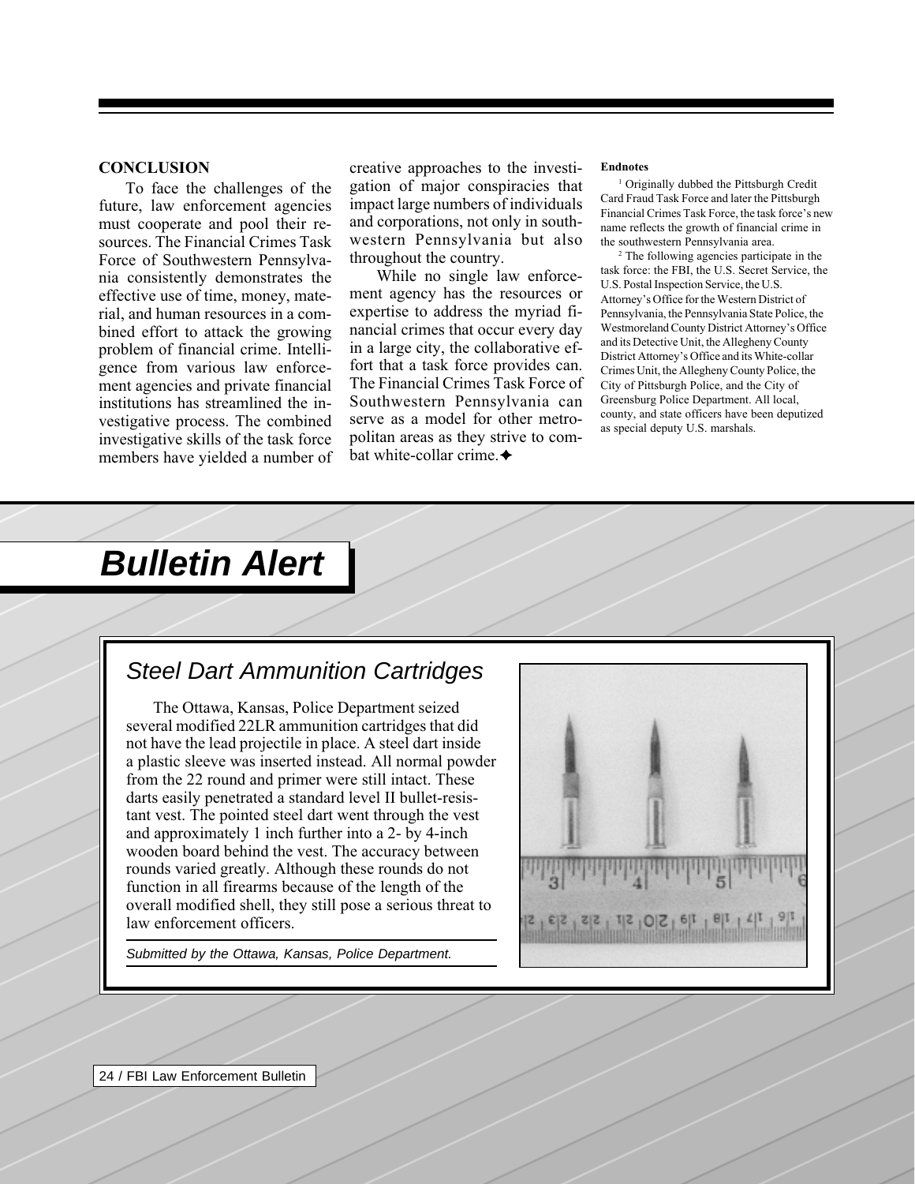## CONCLUSION

To face the challenges of the future, law enforcement agencies must cooperate and pool their resources. The Financial Crimes Task Force of Southwestern Pennsylvania consistently demonstrates the effective use of time, money, material, and human resources in a combined effort to attack the growing problem of financial crime. Intelligence from various law enforcement agencies and private financial institutions has streamlined the investigative process. The combined investigative skills of the task force members have yielded a number of creative approaches to the investigation of major conspiracies that impact large numbers of individuals and corporations, not only in southwestern Pennsylvania but also throughout the country.

While no single law enforcement agency has the resources or expertise to address the myriad financial crimes that occur every day in a large city, the collaborative effort that a task force provides can. The Financial Crimes Task Force of Southwestern Pennsylvania can serve as a model for other metropolitan areas as they strive to combat white-collar crime.✦

#### Endnotes

[1] Originally dubbed the Pittsburgh Credit Card Fraud Task Force and later the Pittsburgh Financial Crimes Task Force, the task force's new name reflects the growth of financial crime in the southwestern Pennsylvania area.

[2] The following agencies participate in the task force: the FBI, the U.S. Secret Service, the U.S. Postal Inspection Service, the U.S. Attorney's Office for the Western District of Pennsylvania, the Pennsylvania State Police, the Westmoreland County District Attorney's Office and its Detective Unit, the Allegheny County District Attorney's Office and its White-collar Crimes Unit, the Allegheny County Police, the City of Pittsburgh Police, and the City of Greensburg Police Department. All local, county, and state officers have been deputized as special deputy U.S. marshals.

# Bulletin Alert

## *Steel Dart Ammunition Cartridges*

The Ottawa, Kansas, Police Department seized several modified 22LR ammunition cartridges that did not have the lead projectile in place. A steel dart inside a plastic sleeve was inserted instead. All normal powder from the 22 round and primer were still intact. These darts easily penetrated a standard level II bullet-resistant vest. The pointed steel dart went through the vest and approximately 1 inch further into a 2- by 4-inch wooden board behind the vest. The accuracy between rounds varied greatly. Although these rounds do not function in all firearms because of the length of the overall modified shell, they still pose a serious threat to law enforcement officers.

*Submitted by the Ottawa, Kansas, Police Department.*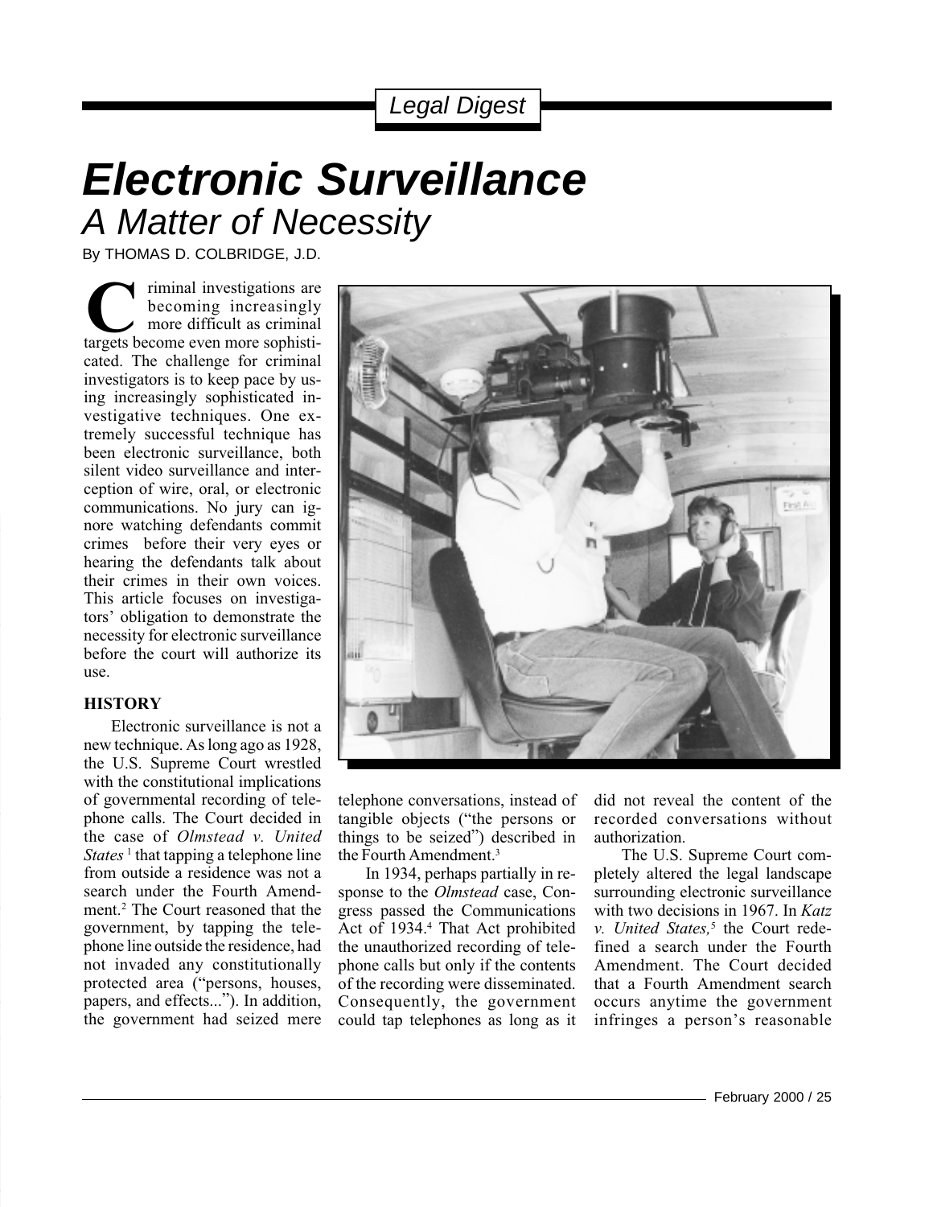Legal Digest

# Electronic Surveillance

## A Matter of Necessity

By THOMAS D. COLBRIDGE, J.D.

Criminal investigations are becoming increasingly more difficult as criminal targets become even more sophisticated. The challenge for criminal investigators is to keep pace by using increasingly sophisticated investigative techniques. One extremely successful technique has been electronic surveillance, both silent video surveillance and interception of wire, oral, or electronic communications. No jury can ignore watching defendants commit crimes before their very eyes or hearing the defendants talk about their crimes in their own voices. This article focuses on investigators' obligation to demonstrate the necessity for electronic surveillance before the court will authorize its use.

### HISTORY

Electronic surveillance is not a new technique. As long ago as 1928, the U.S. Supreme Court wrestled with the constitutional implications of governmental recording of telephone calls. The Court decided in the case of *Olmstead v. United States* [1] that tapping a telephone line from outside a residence was not a search under the Fourth Amendment.[2] The Court reasoned that the government, by tapping the telephone line outside the residence, had not invaded any constitutionally protected area ("persons, houses, papers, and effects..."). In addition, the government had seized mere telephone conversations, instead of tangible objects ("the persons or things to be seized") described in the Fourth Amendment.[3]

In 1934, perhaps partially in response to the *Olmstead* case, Congress passed the Communications Act of 1934.[4] That Act prohibited the unauthorized recording of telephone calls but only if the contents of the recording were disseminated. Consequently, the government could tap telephones as long as it did not reveal the content of the recorded conversations without authorization.

The U.S. Supreme Court completely altered the legal landscape surrounding electronic surveillance with two decisions in 1967. In *Katz v. United States,*[5] the Court redefined a search under the Fourth Amendment. The Court decided that a Fourth Amendment search occurs anytime the government infringes a person's reasonable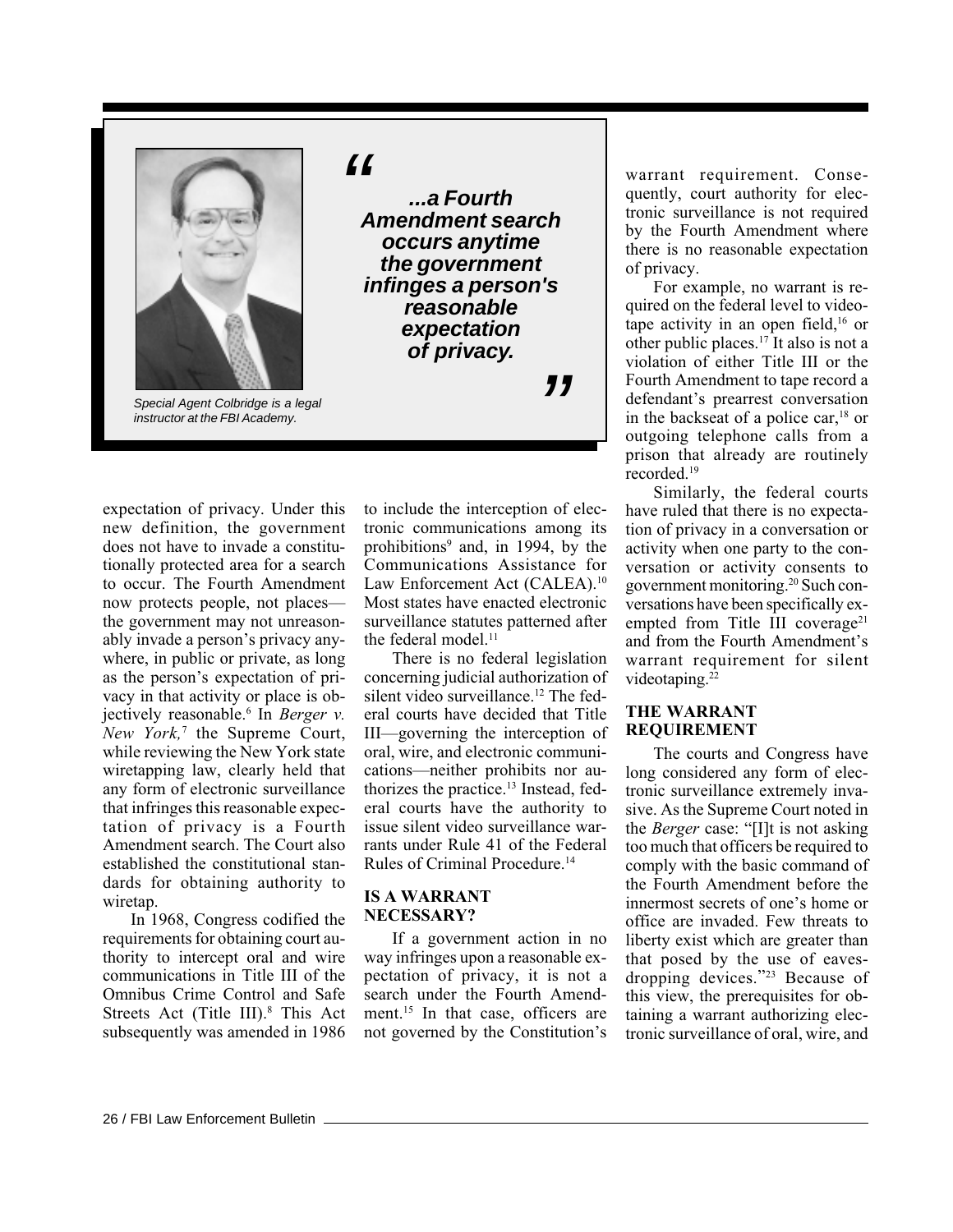Special Agent Colbridge is a legal instructor at the FBI Academy.

> "...a Fourth Amendment search occurs anytime the government infinges a person's reasonable expectation of privacy."

expectation of privacy. Under this new definition, the government does not have to invade a constitutionally protected area for a search to occur. The Fourth Amendment now protects people, not places—the government may not unreasonably invade a person's privacy anywhere, in public or private, as long as the person's expectation of privacy in that activity or place is objectively reasonable.[6] In *Berger v. New York,*[7] the Supreme Court, while reviewing the New York state wiretapping law, clearly held that any form of electronic surveillance that infringes this reasonable expectation of privacy is a Fourth Amendment search. The Court also established the constitutional standards for obtaining authority to wiretap.

In 1968, Congress codified the requirements for obtaining court authority to intercept oral and wire communications in Title III of the Omnibus Crime Control and Safe Streets Act (Title III).[8] This Act subsequently was amended in 1986 to include the interception of electronic communications among its prohibitions[9] and, in 1994, by the Communications Assistance for Law Enforcement Act (CALEA).[10] Most states have enacted electronic surveillance statutes patterned after the federal model.[11]

There is no federal legislation concerning judicial authorization of silent video surveillance.[12] The federal courts have decided that Title III—governing the interception of oral, wire, and electronic communications—neither prohibits nor authorizes the practice.[13] Instead, federal courts have the authority to issue silent video surveillance warrants under Rule 41 of the Federal Rules of Criminal Procedure.[14]

## IS A WARRANT NECESSARY?

If a government action in no way infringes upon a reasonable expectation of privacy, it is not a search under the Fourth Amendment.[15] In that case, officers are not governed by the Constitution's warrant requirement. Consequently, court authority for electronic surveillance is not required by the Fourth Amendment where there is no reasonable expectation of privacy.

For example, no warrant is required on the federal level to videotape activity in an open field,[16] or other public places.[17] It also is not a violation of either Title III or the Fourth Amendment to tape record a defendant's prearrest conversation in the backseat of a police car,[18] or outgoing telephone calls from a prison that already are routinely recorded.[19]

Similarly, the federal courts have ruled that there is no expectation of privacy in a conversation or activity when one party to the conversation or activity consents to government monitoring.[20] Such conversations have been specifically exempted from Title III coverage[21] and from the Fourth Amendment's warrant requirement for silent videotaping.[22]

## THE WARRANT REQUIREMENT

The courts and Congress have long considered any form of electronic surveillance extremely invasive. As the Supreme Court noted in the *Berger* case: "[I]t is not asking too much that officers be required to comply with the basic command of the Fourth Amendment before the innermost secrets of one's home or office are invaded. Few threats to liberty exist which are greater than that posed by the use of eavesdropping devices."[23] Because of this view, the prerequisites for obtaining a warrant authorizing electronic surveillance of oral, wire, and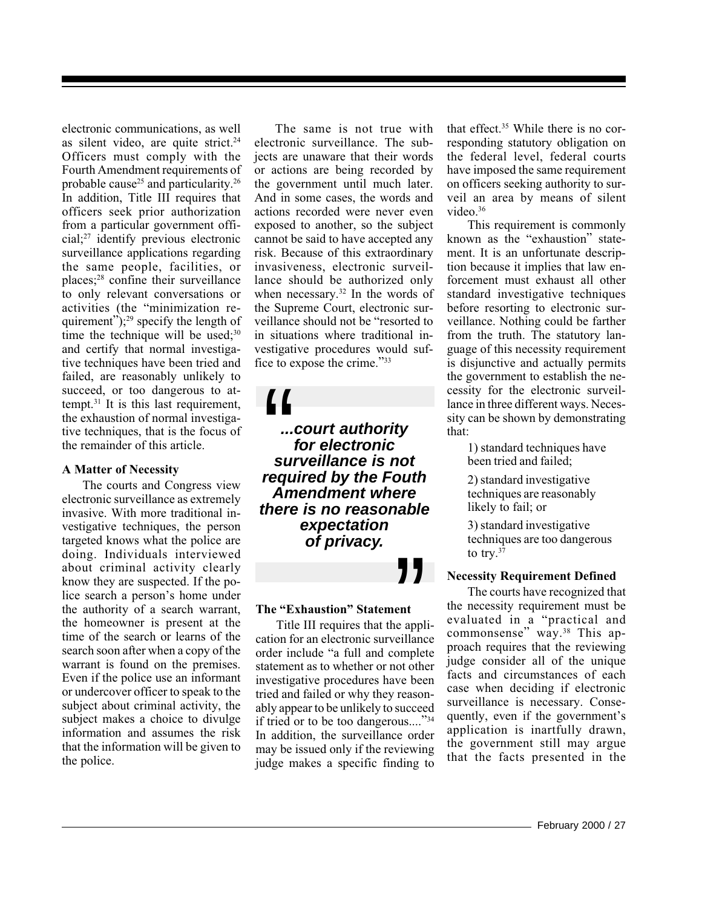electronic communications, as well as silent video, are quite strict.[24] Officers must comply with the Fourth Amendment requirements of probable cause[25] and particularity.[26] In addition, Title III requires that officers seek prior authorization from a particular government official;[27] identify previous electronic surveillance applications regarding the same people, facilities, or places;[28] confine their surveillance to only relevant conversations or activities (the "minimization requirement");[29] specify the length of time the technique will be used;[30] and certify that normal investigative techniques have been tried and failed, are reasonably unlikely to succeed, or too dangerous to attempt.[31] It is this last requirement, the exhaustion of normal investigative techniques, that is the focus of the remainder of this article.

### A Matter of Necessity

The courts and Congress view electronic surveillance as extremely invasive. With more traditional investigative techniques, the person targeted knows what the police are doing. Individuals interviewed about criminal activity clearly know they are suspected. If the police search a person's home under the authority of a search warrant, the homeowner is present at the time of the search or learns of the search soon after when a copy of the warrant is found on the premises. Even if the police use an informant or undercover officer to speak to the subject about criminal activity, the subject makes a choice to divulge information and assumes the risk that the information will be given to the police.

The same is not true with electronic surveillance. The subjects are unaware that their words or actions are being recorded by the government until much later. And in some cases, the words and actions recorded were never even exposed to another, so the subject cannot be said to have accepted any risk. Because of this extraordinary invasiveness, electronic surveillance should be authorized only when necessary.[32] In the words of the Supreme Court, electronic surveillance should not be "resorted to in situations where traditional investigative procedures would suffice to expose the crime."[33]

> ***"...court authority for electronic surveillance is not required by the Fouth Amendment where there is no reasonable expectation of privacy."***

### The "Exhaustion" Statement

Title III requires that the application for an electronic surveillance order include "a full and complete statement as to whether or not other investigative procedures have been tried and failed or why they reasonably appear to be unlikely to succeed if tried or to be too dangerous...."[34] In addition, the surveillance order may be issued only if the reviewing judge makes a specific finding to that effect.[35] While there is no corresponding statutory obligation on the federal level, federal courts have imposed the same requirement on officers seeking authority to surveil an area by means of silent video.[36]

This requirement is commonly known as the "exhaustion" statement. It is an unfortunate description because it implies that law enforcement must exhaust all other standard investigative techniques before resorting to electronic surveillance. Nothing could be farther from the truth. The statutory language of this necessity requirement is disjunctive and actually permits the government to establish the necessity for the electronic surveillance in three different ways. Necessity can be shown by demonstrating that:

1) standard techniques have been tried and failed;

2) standard investigative techniques are reasonably likely to fail; or

3) standard investigative techniques are too dangerous to try.[37]

### Necessity Requirement Defined

The courts have recognized that the necessity requirement must be evaluated in a "practical and commonsense" way.[38] This approach requires that the reviewing judge consider all of the unique facts and circumstances of each case when deciding if electronic surveillance is necessary. Consequently, even if the government's application is inartfully drawn, the government still may argue that the facts presented in the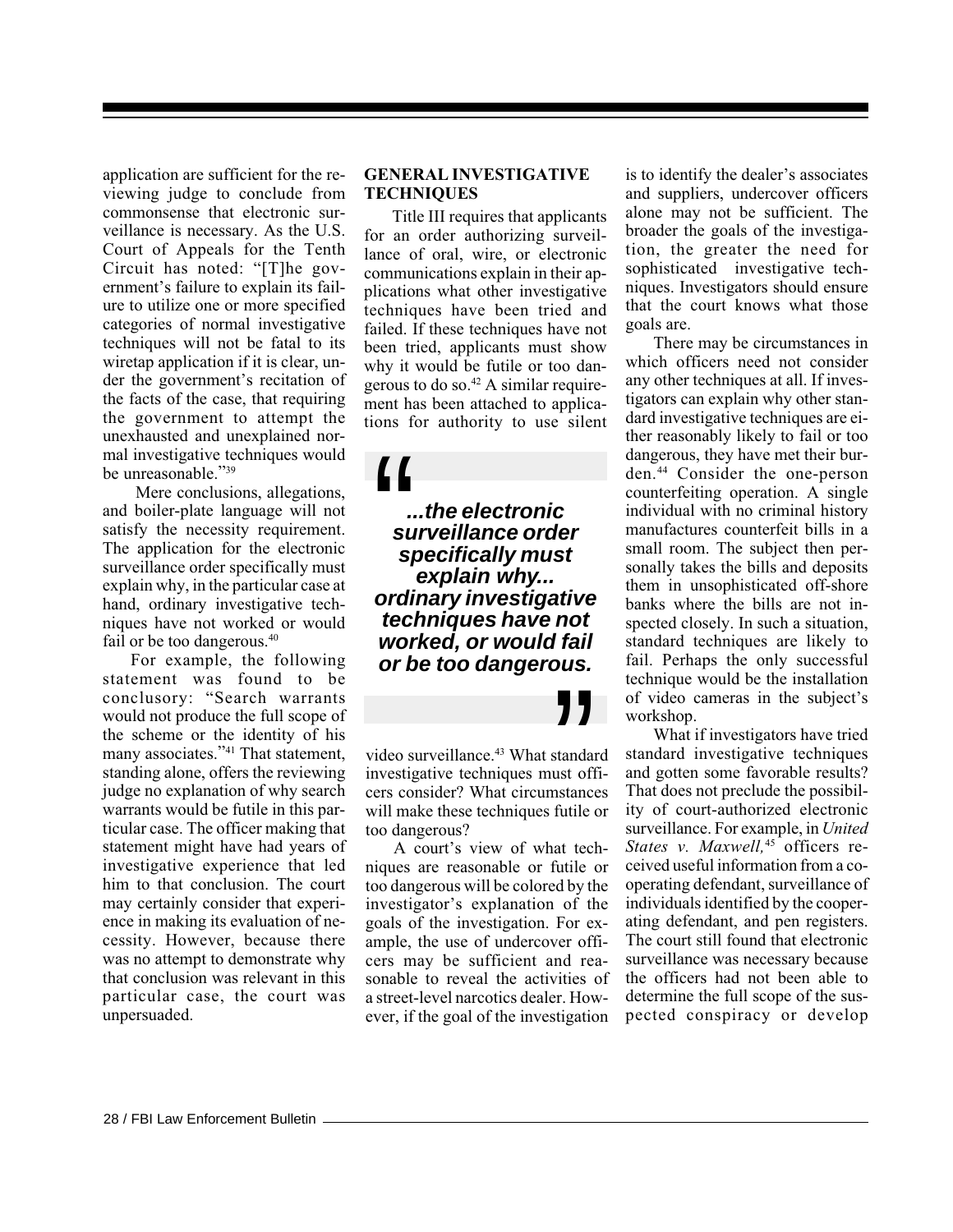application are sufficient for the reviewing judge to conclude from commonsense that electronic surveillance is necessary. As the U.S. Court of Appeals for the Tenth Circuit has noted: "[T]he government's failure to explain its failure to utilize one or more specified categories of normal investigative techniques will not be fatal to its wiretap application if it is clear, under the government's recitation of the facts of the case, that requiring the government to attempt the unexhausted and unexplained normal investigative techniques would be unreasonable."[39]

Mere conclusions, allegations, and boiler-plate language will not satisfy the necessity requirement. The application for the electronic surveillance order specifically must explain why, in the particular case at hand, ordinary investigative techniques have not worked or would fail or be too dangerous.[40]

For example, the following statement was found to be conclusory: "Search warrants would not produce the full scope of the scheme or the identity of his many associates."[41] That statement, standing alone, offers the reviewing judge no explanation of why search warrants would be futile in this particular case. The officer making that statement might have had years of investigative experience that led him to that conclusion. The court may certainly consider that experience in making its evaluation of necessity. However, because there was no attempt to demonstrate why that conclusion was relevant in this particular case, the court was unpersuaded.

## GENERAL INVESTIGATIVE TECHNIQUES

Title III requires that applicants for an order authorizing surveillance of oral, wire, or electronic communications explain in their applications what other investigative techniques have been tried and failed. If these techniques have not been tried, applicants must show why it would be futile or too dangerous to do so.[42] A similar requirement has been attached to applications for authority to use silent video surveillance.[43] What standard investigative techniques must officers consider? What circumstances will make these techniques futile or too dangerous?

> ***...the electronic surveillance order specifically must explain why... ordinary investigative techniques have not worked, or would fail or be too dangerous.***

A court's view of what techniques are reasonable or futile or too dangerous will be colored by the investigator's explanation of the goals of the investigation. For example, the use of undercover officers may be sufficient and reasonable to reveal the activities of a street-level narcotics dealer. However, if the goal of the investigation is to identify the dealer's associates and suppliers, undercover officers alone may not be sufficient. The broader the goals of the investigation, the greater the need for sophisticated investigative techniques. Investigators should ensure that the court knows what those goals are.

There may be circumstances in which officers need not consider any other techniques at all. If investigators can explain why other standard investigative techniques are either reasonably likely to fail or too dangerous, they have met their burden.[44] Consider the one-person counterfeiting operation. A single individual with no criminal history manufactures counterfeit bills in a small room. The subject then personally takes the bills and deposits them in unsophisticated off-shore banks where the bills are not inspected closely. In such a situation, standard techniques are likely to fail. Perhaps the only successful technique would be the installation of video cameras in the subject's workshop.

What if investigators have tried standard investigative techniques and gotten some favorable results? That does not preclude the possibility of court-authorized electronic surveillance. For example, in *United States v. Maxwell,*[45] officers received useful information from a cooperating defendant, surveillance of individuals identified by the cooperating defendant, and pen registers. The court still found that electronic surveillance was necessary because the officers had not been able to determine the full scope of the suspected conspiracy or develop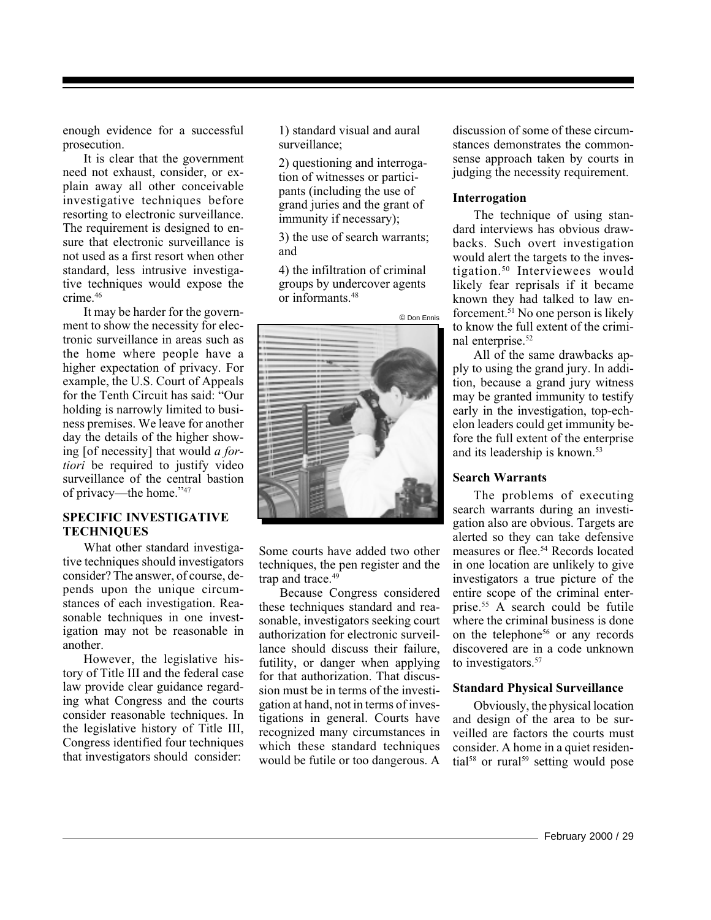enough evidence for a successful prosecution.

It is clear that the government need not exhaust, consider, or explain away all other conceivable investigative techniques before resorting to electronic surveillance. The requirement is designed to ensure that electronic surveillance is not used as a first resort when other standard, less intrusive investigative techniques would expose the crime.[46]

It may be harder for the government to show the necessity for electronic surveillance in areas such as the home where people have a higher expectation of privacy. For example, the U.S. Court of Appeals for the Tenth Circuit has said: "Our holding is narrowly limited to business premises. We leave for another day the details of the higher showing [of necessity] that would *a fortiori* be required to justify video surveillance of the central bastion of privacy—the home."[47]

### SPECIFIC INVESTIGATIVE TECHNIQUES

What other standard investigative techniques should investigators consider? The answer, of course, depends upon the unique circumstances of each investigation. Reasonable techniques in one investigation may not be reasonable in another.

However, the legislative history of Title III and the federal case law provide clear guidance regarding what Congress and the courts consider reasonable techniques. In the legislative history of Title III, Congress identified four techniques that investigators should consider:

1) standard visual and aural surveillance;

2) questioning and interrogation of witnesses or participants (including the use of grand juries and the grant of immunity if necessary);

3) the use of search warrants; and

4) the infiltration of criminal groups by undercover agents or informants.[48]

Some courts have added two other techniques, the pen register and the trap and trace.[49]

Because Congress considered these techniques standard and reasonable, investigators seeking court authorization for electronic surveillance should discuss their failure, futility, or danger when applying for that authorization. That discussion must be in terms of the investigation at hand, not in terms of investigations in general. Courts have recognized many circumstances in which these standard techniques would be futile or too dangerous. A discussion of some of these circumstances demonstrates the commonsense approach taken by courts in judging the necessity requirement.

#### Interrogation

The technique of using standard interviews has obvious drawbacks. Such overt investigation would alert the targets to the investigation.[50] Interviewees would likely fear reprisals if it became known they had talked to law enforcement.[51] No one person is likely to know the full extent of the criminal enterprise.[52]

All of the same drawbacks apply to using the grand jury. In addition, because a grand jury witness may be granted immunity to testify early in the investigation, top-echelon leaders could get immunity before the full extent of the enterprise and its leadership is known.[53]

#### Search Warrants

The problems of executing search warrants during an investigation also are obvious. Targets are alerted so they can take defensive measures or flee.[54] Records located in one location are unlikely to give investigators a true picture of the entire scope of the criminal enterprise.[55] A search could be futile where the criminal business is done on the telephone[56] or any records discovered are in a code unknown to investigators.[57]

#### Standard Physical Surveillance

Obviously, the physical location and design of the area to be surveilled are factors the courts must consider. A home in a quiet residential[58] or rural[59] setting would pose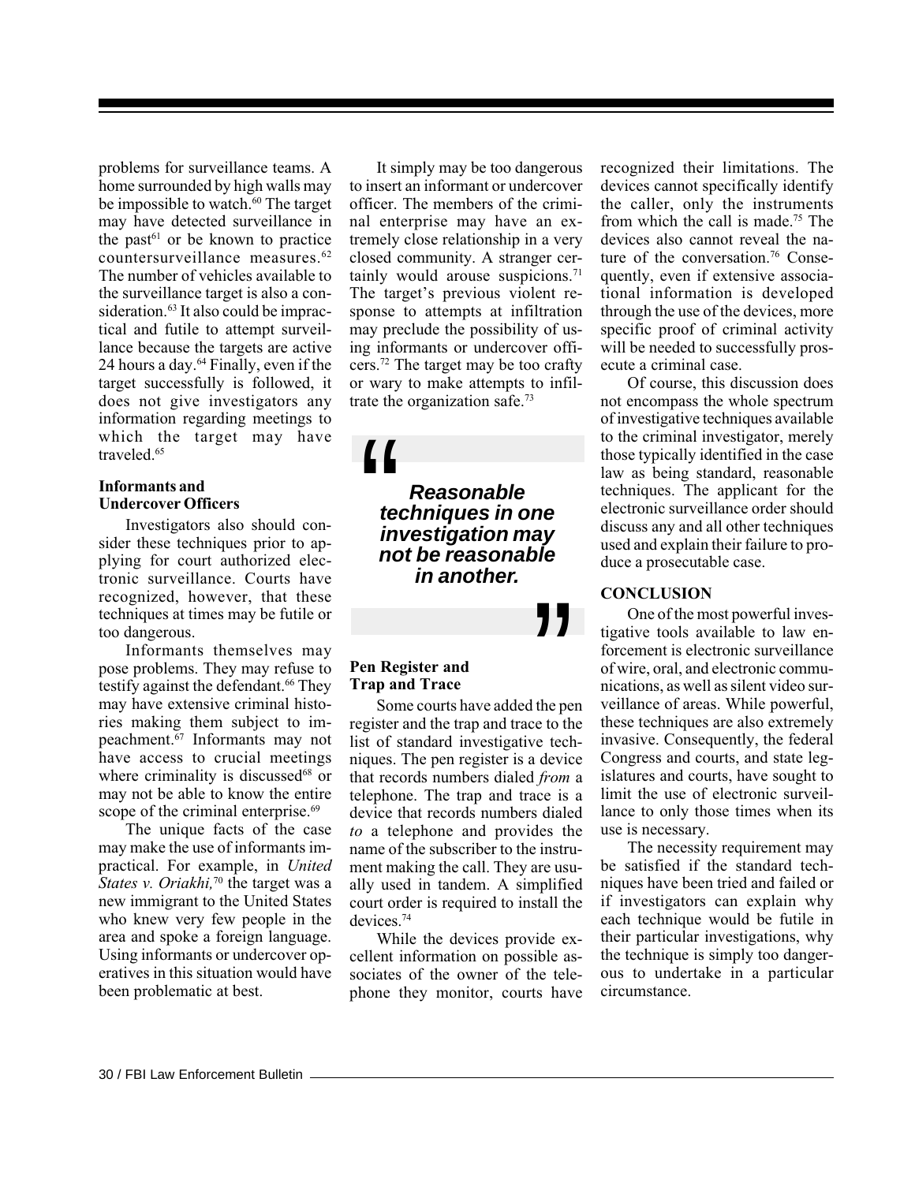problems for surveillance teams. A home surrounded by high walls may be impossible to watch.[60] The target may have detected surveillance in the past[61] or be known to practice countersurveillance measures.[62] The number of vehicles available to the surveillance target is also a consideration.[63] It also could be impractical and futile to attempt surveillance because the targets are active 24 hours a day.[64] Finally, even if the target successfully is followed, it does not give investigators any information regarding meetings to which the target may have traveled.[65]

### Informants and Undercover Officers

Investigators also should consider these techniques prior to applying for court authorized electronic surveillance. Courts have recognized, however, that these techniques at times may be futile or too dangerous.

Informants themselves may pose problems. They may refuse to testify against the defendant.[66] They may have extensive criminal histories making them subject to impeachment.[67] Informants may not have access to crucial meetings where criminality is discussed[68] or may not be able to know the entire scope of the criminal enterprise.[69]

The unique facts of the case may make the use of informants impractical. For example, in *United States v. Oriakhi,*[70] the target was a new immigrant to the United States who knew very few people in the area and spoke a foreign language. Using informants or undercover operatives in this situation would have been problematic at best.

It simply may be too dangerous to insert an informant or undercover officer. The members of the criminal enterprise may have an extremely close relationship in a very closed community. A stranger certainly would arouse suspicions.[71] The target's previous violent response to attempts at infiltration may preclude the possibility of using informants or undercover officers.[72] The target may be too crafty or wary to make attempts to infiltrate the organization safe.[73]

> **"*Reasonable techniques in one investigation may not be reasonable in another.*"**

### Pen Register and Trap and Trace

Some courts have added the pen register and the trap and trace to the list of standard investigative techniques. The pen register is a device that records numbers dialed *from* a telephone. The trap and trace is a device that records numbers dialed *to* a telephone and provides the name of the subscriber to the instrument making the call. They are usually used in tandem. A simplified court order is required to install the devices.[74]

While the devices provide excellent information on possible associates of the owner of the telephone they monitor, courts have recognized their limitations. The devices cannot specifically identify the caller, only the instruments from which the call is made.[75] The devices also cannot reveal the nature of the conversation.[76] Consequently, even if extensive associational information is developed through the use of the devices, more specific proof of criminal activity will be needed to successfully prosecute a criminal case.

Of course, this discussion does not encompass the whole spectrum of investigative techniques available to the criminal investigator, merely those typically identified in the case law as being standard, reasonable techniques. The applicant for the electronic surveillance order should discuss any and all other techniques used and explain their failure to produce a prosecutable case.

## CONCLUSION

One of the most powerful investigative tools available to law enforcement is electronic surveillance of wire, oral, and electronic communications, as well as silent video surveillance of areas. While powerful, these techniques are also extremely invasive. Consequently, the federal Congress and courts, and state legislatures and courts, have sought to limit the use of electronic surveillance to only those times when its use is necessary.

The necessity requirement may be satisfied if the standard techniques have been tried and failed or if investigators can explain why each technique would be futile in their particular investigations, why the technique is simply too dangerous to undertake in a particular circumstance.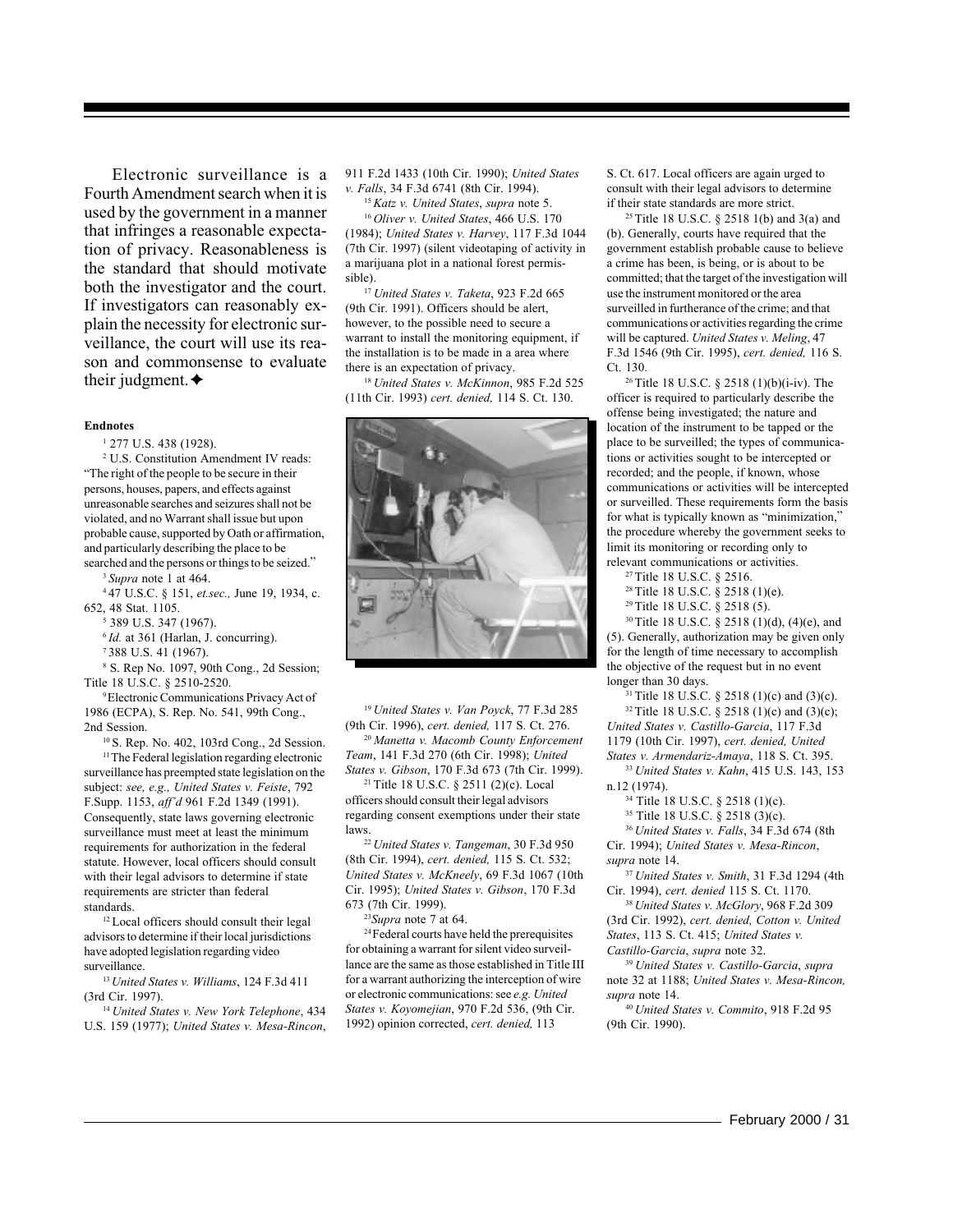Electronic surveillance is a Fourth Amendment search when it is used by the government in a manner that infringes a reasonable expectation of privacy. Reasonableness is the standard that should motivate both the investigator and the court. If investigators can reasonably explain the necessity for electronic surveillance, the court will use its reason and commonsense to evaluate their judgment.✦

**Endnotes**

[1] 277 U.S. 438 (1928).

[2] U.S. Constitution Amendment IV reads: "The right of the people to be secure in their persons, houses, papers, and effects against unreasonable searches and seizures shall not be violated, and no Warrant shall issue but upon probable cause, supported by Oath or affirmation, and particularly describing the place to be searched and the persons or things to be seized."

[3] *Supra* note 1 at 464.

[4] 47 U.S.C. § 151, *et.sec.,* June 19, 1934, c. 652, 48 Stat. 1105.

[5] 389 U.S. 347 (1967).

[6] *Id.* at 361 (Harlan, J. concurring).

[7] 388 U.S. 41 (1967).

[8] S. Rep No. 1097, 90th Cong., 2d Session; Title 18 U.S.C. § 2510-2520.

[9] Electronic Communications Privacy Act of 1986 (ECPA), S. Rep. No. 541, 99th Cong., 2nd Session.

[10] S. Rep. No. 402, 103rd Cong., 2d Session.

[11] The Federal legislation regarding electronic surveillance has preempted state legislation on the subject: *see, e.g., United States v. Feiste*, 792 F.Supp. 1153, *aff'd* 961 F.2d 1349 (1991). Consequently, state laws governing electronic surveillance must meet at least the minimum requirements for authorization in the federal statute. However, local officers should consult with their legal advisors to determine if state requirements are stricter than federal standards.

[12] Local officers should consult their legal advisors to determine if their local jurisdictions have adopted legislation regarding video surveillance.

[13] *United States v. Williams*, 124 F.3d 411 (3rd Cir. 1997).

[14] *United States v. New York Telephone*, 434 U.S. 159 (1977); *United States v. Mesa-Rincon*, 911 F.2d 1433 (10th Cir. 1990); *United States v. Falls*, 34 F.3d 6741 (8th Cir. 1994).

[15] *Katz v. United States*, *supra* note 5.

[16] *Oliver v. United States*, 466 U.S. 170 (1984); *United States v. Harvey*, 117 F.3d 1044 (7th Cir. 1997) (silent videotaping of activity in a marijuana plot in a national forest permissible).

[17] *United States v. Taketa*, 923 F.2d 665 (9th Cir. 1991). Officers should be alert, however, to the possible need to secure a warrant to install the monitoring equipment, if the installation is to be made in a area where there is an expectation of privacy.

[18] *United States v. McKinnon*, 985 F.2d 525 (11th Cir. 1993) *cert. denied,* 114 S. Ct. 130.

[19] *United States v. Van Poyck*, 77 F.3d 285 (9th Cir. 1996), *cert. denied,* 117 S. Ct. 276.

[20] *Manetta v. Macomb County Enforcement Team*, 141 F.3d 270 (6th Cir. 1998); *United States v. Gibson*, 170 F.3d 673 (7th Cir. 1999).

[21] Title 18 U.S.C. § 2511 (2)(c). Local officers should consult their legal advisors regarding consent exemptions under their state laws.

[22] *United States v. Tangeman*, 30 F.3d 950 (8th Cir. 1994), *cert. denied,* 115 S. Ct. 532; *United States v. McKneely*, 69 F.3d 1067 (10th Cir. 1995); *United States v. Gibson*, 170 F.3d 673 (7th Cir. 1999).

[23] *Supra* note 7 at 64.

[24] Federal courts have held the prerequisites for obtaining a warrant for silent video surveillance are the same as those established in Title III for a warrant authorizing the interception of wire or electronic communications: see *e.g. United States v. Koyomejian*, 970 F.2d 536, (9th Cir. 1992) opinion corrected, *cert. denied,* 113 S. Ct. 617. Local officers are again urged to consult with their legal advisors to determine if their state standards are more strict.

[25] Title 18 U.S.C. § 2518 1(b) and 3(a) and (b). Generally, courts have required that the government establish probable cause to believe a crime has been, is being, or is about to be committed; that the target of the investigation will use the instrument monitored or the area surveilled in furtherance of the crime; and that communications or activities regarding the crime will be captured. *United States v. Meling*, 47 F.3d 1546 (9th Cir. 1995), *cert. denied,* 116 S. Ct. 130.

[26] Title 18 U.S.C. § 2518 (1)(b)(i-iv). The officer is required to particularly describe the offense being investigated; the nature and location of the instrument to be tapped or the place to be surveilled; the types of communications or activities sought to be intercepted or recorded; and the people, if known, whose communications or activities will be intercepted or surveilled. These requirements form the basis for what is typically known as "minimization," the procedure whereby the government seeks to limit its monitoring or recording only to relevant communications or activities.

[27] Title 18 U.S.C. § 2516.

[28] Title 18 U.S.C. § 2518 (1)(e).

[29] Title 18 U.S.C. § 2518 (5).

[30] Title 18 U.S.C. § 2518 (1)(d), (4)(e), and (5). Generally, authorization may be given only for the length of time necessary to accomplish the objective of the request but in no event longer than 30 days.

[31] Title 18 U.S.C. § 2518 (1)(c) and (3)(c).

[32] Title 18 U.S.C. § 2518 (1)(c) and (3)(c); *United States v. Castillo-Garcia*, 117 F.3d 1179 (10th Cir. 1997), *cert. denied, United States v. Armendariz-Amaya*, 118 S. Ct. 395.

[33] *United States v. Kahn*, 415 U.S. 143, 153 n.12 (1974).

[34] Title 18 U.S.C. § 2518 (1)(c).

[35] Title 18 U.S.C. § 2518 (3)(c).

[36] *United States v. Falls*, 34 F.3d 674 (8th Cir. 1994); *United States v. Mesa-Rincon*, *supra* note 14.

[37] *United States v. Smith*, 31 F.3d 1294 (4th Cir. 1994), *cert. denied* 115 S. Ct. 1170.

[38] *United States v. McGlory*, 968 F.2d 309 (3rd Cir. 1992), *cert. denied, Cotton v. United States*, 113 S. Ct. 415; *United States v. Castillo-Garcia*, *supra* note 32.

[39] *United States v. Castillo-Garcia*, *supra* note 32 at 1188; *United States v. Mesa-Rincon, supra* note 14.

[40] *United States v. Commito*, 918 F.2d 95 (9th Cir. 1990).